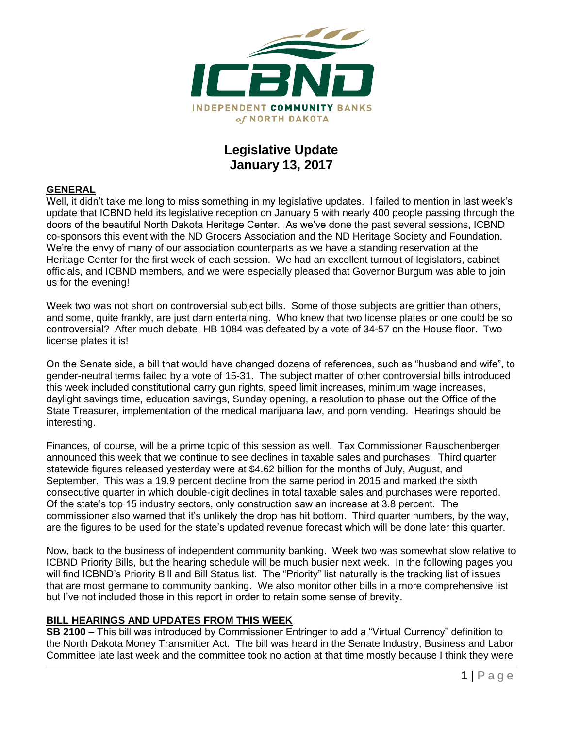# Legislative Update
## January 13, 2017

**GENERAL**

Well, it didn't take me long to miss something in my legislative updates. I failed to mention in last week's update that ICBND held its legislative reception on January 5 with nearly 400 people passing through the doors of the beautiful North Dakota Heritage Center. As we've done the past several sessions, ICBND co-sponsors this event with the ND Grocers Association and the ND Heritage Society and Foundation. We're the envy of many of our association counterparts as we have a standing reservation at the Heritage Center for the first week of each session. We had an excellent turnout of legislators, cabinet officials, and ICBND members, and we were especially pleased that Governor Burgum was able to join us for the evening!

Week two was not short on controversial subject bills. Some of those subjects are grittier than others, and some, quite frankly, are just darn entertaining. Who knew that two license plates or one could be so controversial? After much debate, HB 1084 was defeated by a vote of 34-57 on the House floor. Two license plates it is!

On the Senate side, a bill that would have changed dozens of references, such as "husband and wife", to gender-neutral terms failed by a vote of 15-31. The subject matter of other controversial bills introduced this week included constitutional carry gun rights, speed limit increases, minimum wage increases, daylight savings time, education savings, Sunday opening, a resolution to phase out the Office of the State Treasurer, implementation of the medical marijuana law, and porn vending. Hearings should be interesting.

Finances, of course, will be a prime topic of this session as well. Tax Commissioner Rauschenberger announced this week that we continue to see declines in taxable sales and purchases. Third quarter statewide figures released yesterday were at $4.62 billion for the months of July, August, and September. This was a 19.9 percent decline from the same period in 2015 and marked the sixth consecutive quarter in which double-digit declines in total taxable sales and purchases were reported. Of the state's top 15 industry sectors, only construction saw an increase at 3.8 percent. The commissioner also warned that it's unlikely the drop has hit bottom. Third quarter numbers, by the way, are the figures to be used for the state's updated revenue forecast which will be done later this quarter.

Now, back to the business of independent community banking. Week two was somewhat slow relative to ICBND Priority Bills, but the hearing schedule will be much busier next week. In the following pages you will find ICBND's Priority Bill and Bill Status list. The "Priority" list naturally is the tracking list of issues that are most germane to community banking. We also monitor other bills in a more comprehensive list but I've not included those in this report in order to retain some sense of brevity.

**BILL HEARINGS AND UPDATES FROM THIS WEEK**

**SB 2100** – This bill was introduced by Commissioner Entringer to add a "Virtual Currency" definition to the North Dakota Money Transmitter Act. The bill was heard in the Senate Industry, Business and Labor Committee late last week and the committee took no action at that time mostly because I think they were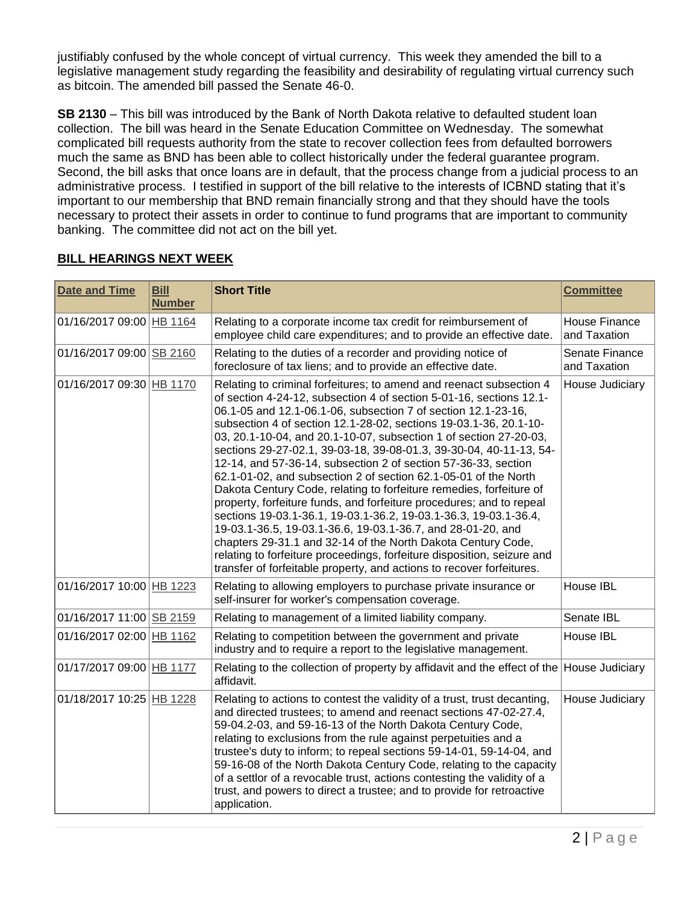justifiably confused by the whole concept of virtual currency. This week they amended the bill to a legislative management study regarding the feasibility and desirability of regulating virtual currency such as bitcoin. The amended bill passed the Senate 46-0.

**SB 2130** – This bill was introduced by the Bank of North Dakota relative to defaulted student loan collection. The bill was heard in the Senate Education Committee on Wednesday. The somewhat complicated bill requests authority from the state to recover collection fees from defaulted borrowers much the same as BND has been able to collect historically under the federal guarantee program. Second, the bill asks that once loans are in default, that the process change from a judicial process to an administrative process. I testified in support of the bill relative to the interests of ICBND stating that it's important to our membership that BND remain financially strong and that they should have the tools necessary to protect their assets in order to continue to fund programs that are important to community banking. The committee did not act on the bill yet.

## BILL HEARINGS NEXT WEEK

| Date and Time | Bill Number | Short Title | Committee |
|---|---|---|---|
| 01/16/2017 09:00 | HB 1164 | Relating to a corporate income tax credit for reimbursement of employee child care expenditures; and to provide an effective date. | House Finance and Taxation |
| 01/16/2017 09:00 | SB 2160 | Relating to the duties of a recorder and providing notice of foreclosure of tax liens; and to provide an effective date. | Senate Finance and Taxation |
| 01/16/2017 09:30 | HB 1170 | Relating to criminal forfeitures; to amend and reenact subsection 4 of section 4-24-12, subsection 4 of section 5-01-16, sections 12.1-06.1-05 and 12.1-06.1-06, subsection 7 of section 12.1-23-16, subsection 4 of section 12.1-28-02, sections 19-03.1-36, 20.1-10-03, 20.1-10-04, and 20.1-10-07, subsection 1 of section 27-20-03, sections 29-27-02.1, 39-03-18, 39-08-01.3, 39-30-04, 40-11-13, 54-12-14, and 57-36-14, subsection 2 of section 57-36-33, section 62.1-01-02, and subsection 2 of section 62.1-05-01 of the North Dakota Century Code, relating to forfeiture remedies, forfeiture of property, forfeiture funds, and forfeiture procedures; and to repeal sections 19-03.1-36.1, 19-03.1-36.2, 19-03.1-36.3, 19-03.1-36.4, 19-03.1-36.5, 19-03.1-36.6, 19-03.1-36.7, and 28-01-20, and chapters 29-31.1 and 32-14 of the North Dakota Century Code, relating to forfeiture proceedings, forfeiture disposition, seizure and transfer of forfeitable property, and actions to recover forfeitures. | House Judiciary |
| 01/16/2017 10:00 | HB 1223 | Relating to allowing employers to purchase private insurance or self-insurer for worker's compensation coverage. | House IBL |
| 01/16/2017 11:00 | SB 2159 | Relating to management of a limited liability company. | Senate IBL |
| 01/16/2017 02:00 | HB 1162 | Relating to competition between the government and private industry and to require a report to the legislative management. | House IBL |
| 01/17/2017 09:00 | HB 1177 | Relating to the collection of property by affidavit and the effect of the affidavit. | House Judiciary |
| 01/18/2017 10:25 | HB 1228 | Relating to actions to contest the validity of a trust, trust decanting, and directed trustees; to amend and reenact sections 47-02-27.4, 59-04.2-03, and 59-16-13 of the North Dakota Century Code, relating to exclusions from the rule against perpetuities and a trustee's duty to inform; to repeal sections 59-14-01, 59-14-04, and 59-16-08 of the North Dakota Century Code, relating to the capacity of a settlor of a revocable trust, actions contesting the validity of a trust, and powers to direct a trustee; and to provide for retroactive application. | House Judiciary |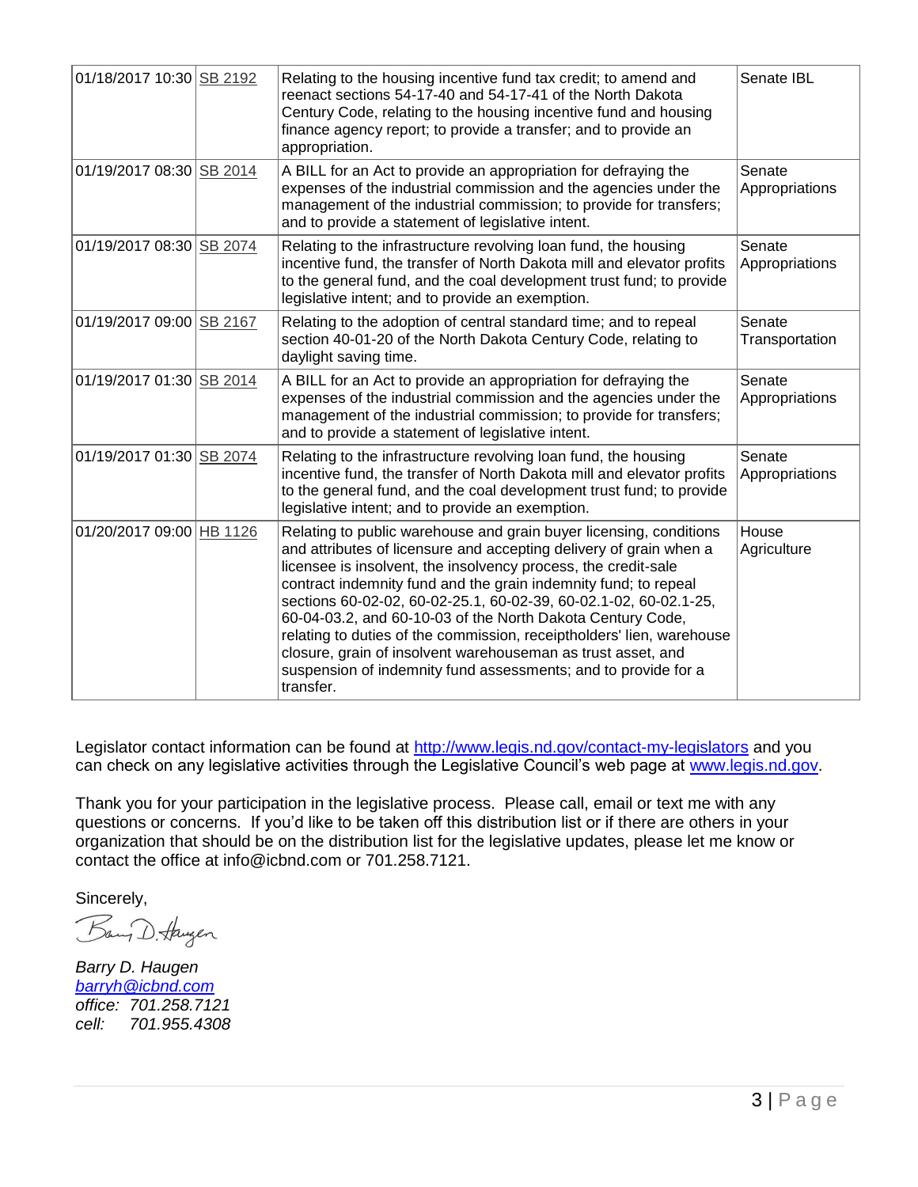| | | | |
|---|---|---|---|
| 01/18/2017 10:30 | SB 2192 | Relating to the housing incentive fund tax credit; to amend and reenact sections 54-17-40 and 54-17-41 of the North Dakota Century Code, relating to the housing incentive fund and housing finance agency report; to provide a transfer; and to provide an appropriation. | Senate IBL |
| 01/19/2017 08:30 | SB 2014 | A BILL for an Act to provide an appropriation for defraying the expenses of the industrial commission and the agencies under the management of the industrial commission; to provide for transfers; and to provide a statement of legislative intent. | Senate Appropriations |
| 01/19/2017 08:30 | SB 2074 | Relating to the infrastructure revolving loan fund, the housing incentive fund, the transfer of North Dakota mill and elevator profits to the general fund, and the coal development trust fund; to provide legislative intent; and to provide an exemption. | Senate Appropriations |
| 01/19/2017 09:00 | SB 2167 | Relating to the adoption of central standard time; and to repeal section 40-01-20 of the North Dakota Century Code, relating to daylight saving time. | Senate Transportation |
| 01/19/2017 01:30 | SB 2014 | A BILL for an Act to provide an appropriation for defraying the expenses of the industrial commission and the agencies under the management of the industrial commission; to provide for transfers; and to provide a statement of legislative intent. | Senate Appropriations |
| 01/19/2017 01:30 | SB 2074 | Relating to the infrastructure revolving loan fund, the housing incentive fund, the transfer of North Dakota mill and elevator profits to the general fund, and the coal development trust fund; to provide legislative intent; and to provide an exemption. | Senate Appropriations |
| 01/20/2017 09:00 | HB 1126 | Relating to public warehouse and grain buyer licensing, conditions and attributes of licensure and accepting delivery of grain when a licensee is insolvent, the insolvency process, the credit-sale contract indemnity fund and the grain indemnity fund; to repeal sections 60-02-02, 60-02-25.1, 60-02-39, 60-02.1-02, 60-02.1-25, 60-04-03.2, and 60-10-03 of the North Dakota Century Code, relating to duties of the commission, receiptholders' lien, warehouse closure, grain of insolvent warehouseman as trust asset, and suspension of indemnity fund assessments; and to provide for a transfer. | House Agriculture |

Legislator contact information can be found at http://www.legis.nd.gov/contact-my-legislators and you can check on any legislative activities through the Legislative Council's web page at www.legis.nd.gov.

Thank you for your participation in the legislative process. Please call, email or text me with any questions or concerns. If you'd like to be taken off this distribution list or if there are others in your organization that should be on the distribution list for the legislative updates, please let me know or contact the office at info@icbnd.com or 701.258.7121.

Sincerely,

*Barry D. Haugen*
*barryh@icbnd.com*
*office: 701.258.7121*
*cell: 701.955.4308*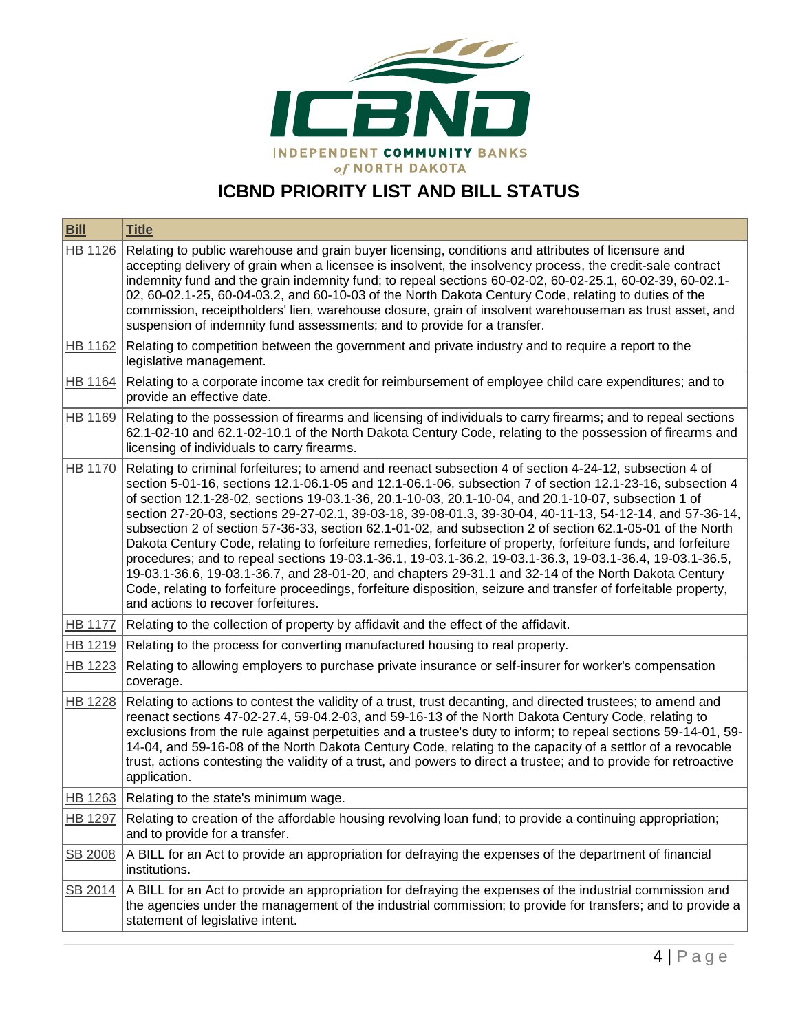# ICBND PRIORITY LIST AND BILL STATUS

| Bill | Title |
|---|---|
| HB 1126 | Relating to public warehouse and grain buyer licensing, conditions and attributes of licensure and accepting delivery of grain when a licensee is insolvent, the insolvency process, the credit-sale contract indemnity fund and the grain indemnity fund; to repeal sections 60-02-02, 60-02-25.1, 60-02-39, 60-02.1-02, 60-02.1-25, 60-04-03.2, and 60-10-03 of the North Dakota Century Code, relating to duties of the commission, receiptholders' lien, warehouse closure, grain of insolvent warehouseman as trust asset, and suspension of indemnity fund assessments; and to provide for a transfer. |
| HB 1162 | Relating to competition between the government and private industry and to require a report to the legislative management. |
| HB 1164 | Relating to a corporate income tax credit for reimbursement of employee child care expenditures; and to provide an effective date. |
| HB 1169 | Relating to the possession of firearms and licensing of individuals to carry firearms; and to repeal sections 62.1-02-10 and 62.1-02-10.1 of the North Dakota Century Code, relating to the possession of firearms and licensing of individuals to carry firearms. |
| HB 1170 | Relating to criminal forfeitures; to amend and reenact subsection 4 of section 4-24-12, subsection 4 of section 5-01-16, sections 12.1-06.1-05 and 12.1-06.1-06, subsection 7 of section 12.1-23-16, subsection 4 of section 12.1-28-02, sections 19-03.1-36, 20.1-10-03, 20.1-10-04, and 20.1-10-07, subsection 1 of section 27-20-03, sections 29-27-02.1, 39-03-18, 39-08-01.3, 39-30-04, 40-11-13, 54-12-14, and 57-36-14, subsection 2 of section 57-36-33, section 62.1-01-02, and subsection 2 of section 62.1-05-01 of the North Dakota Century Code, relating to forfeiture remedies, forfeiture of property, forfeiture funds, and forfeiture procedures; and to repeal sections 19-03.1-36.1, 19-03.1-36.2, 19-03.1-36.3, 19-03.1-36.4, 19-03.1-36.5, 19-03.1-36.6, 19-03.1-36.7, and 28-01-20, and chapters 29-31.1 and 32-14 of the North Dakota Century Code, relating to forfeiture proceedings, forfeiture disposition, seizure and transfer of forfeitable property, and actions to recover forfeitures. |
| HB 1177 | Relating to the collection of property by affidavit and the effect of the affidavit. |
| HB 1219 | Relating to the process for converting manufactured housing to real property. |
| HB 1223 | Relating to allowing employers to purchase private insurance or self-insurer for worker's compensation coverage. |
| HB 1228 | Relating to actions to contest the validity of a trust, trust decanting, and directed trustees; to amend and reenact sections 47-02-27.4, 59-04.2-03, and 59-16-13 of the North Dakota Century Code, relating to exclusions from the rule against perpetuities and a trustee's duty to inform; to repeal sections 59-14-01, 59-14-04, and 59-16-08 of the North Dakota Century Code, relating to the capacity of a settlor of a revocable trust, actions contesting the validity of a trust, and powers to direct a trustee; and to provide for retroactive application. |
| HB 1263 | Relating to the state's minimum wage. |
| HB 1297 | Relating to creation of the affordable housing revolving loan fund; to provide a continuing appropriation; and to provide for a transfer. |
| SB 2008 | A BILL for an Act to provide an appropriation for defraying the expenses of the department of financial institutions. |
| SB 2014 | A BILL for an Act to provide an appropriation for defraying the expenses of the industrial commission and the agencies under the management of the industrial commission; to provide for transfers; and to provide a statement of legislative intent. |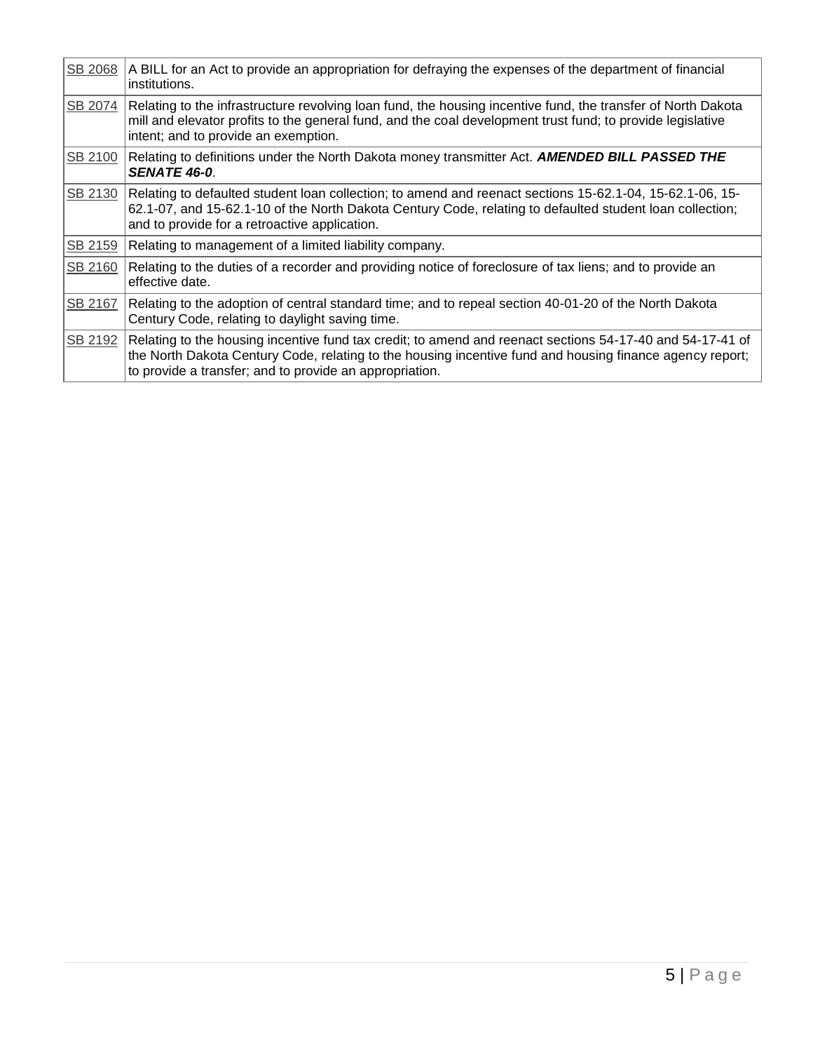| | |
|---|---|
| SB 2068 | A BILL for an Act to provide an appropriation for defraying the expenses of the department of financial institutions. |
| SB 2074 | Relating to the infrastructure revolving loan fund, the housing incentive fund, the transfer of North Dakota mill and elevator profits to the general fund, and the coal development trust fund; to provide legislative intent; and to provide an exemption. |
| SB 2100 | Relating to definitions under the North Dakota money transmitter Act. ***AMENDED BILL PASSED THE SENATE 46-0***. |
| SB 2130 | Relating to defaulted student loan collection; to amend and reenact sections 15-62.1-04, 15-62.1-06, 15-62.1-07, and 15-62.1-10 of the North Dakota Century Code, relating to defaulted student loan collection; and to provide for a retroactive application. |
| SB 2159 | Relating to management of a limited liability company. |
| SB 2160 | Relating to the duties of a recorder and providing notice of foreclosure of tax liens; and to provide an effective date. |
| SB 2167 | Relating to the adoption of central standard time; and to repeal section 40-01-20 of the North Dakota Century Code, relating to daylight saving time. |
| SB 2192 | Relating to the housing incentive fund tax credit; to amend and reenact sections 54-17-40 and 54-17-41 of the North Dakota Century Code, relating to the housing incentive fund and housing finance agency report; to provide a transfer; and to provide an appropriation. |